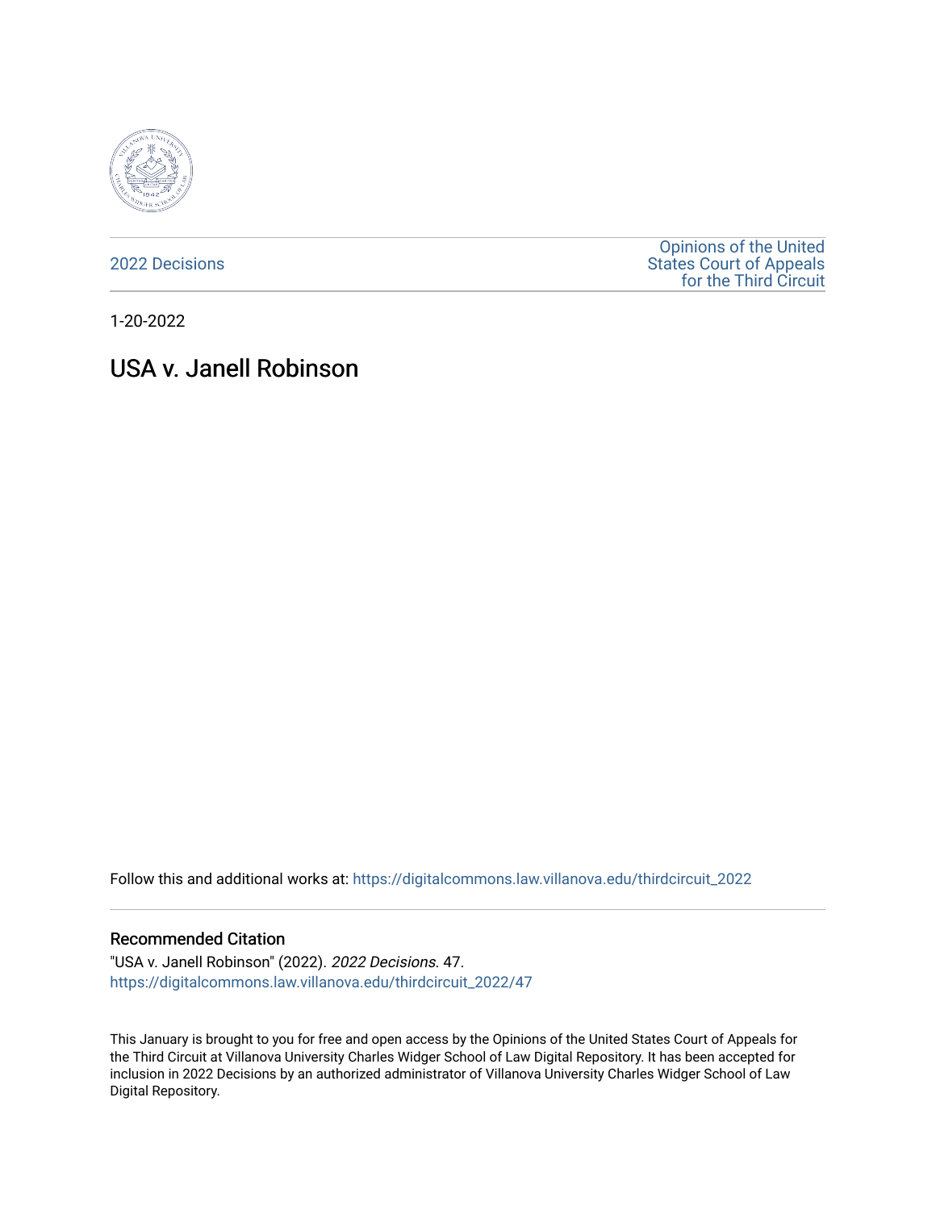2022 Decisions

Opinions of the United States Court of Appeals for the Third Circuit

1-20-2022

# USA v. Janell Robinson

Follow this and additional works at: https://digitalcommons.law.villanova.edu/thirdcircuit_2022

## Recommended Citation

"USA v. Janell Robinson" (2022). *2022 Decisions*. 47.
https://digitalcommons.law.villanova.edu/thirdcircuit_2022/47

This January is brought to you for free and open access by the Opinions of the United States Court of Appeals for the Third Circuit at Villanova University Charles Widger School of Law Digital Repository. It has been accepted for inclusion in 2022 Decisions by an authorized administrator of Villanova University Charles Widger School of Law Digital Repository.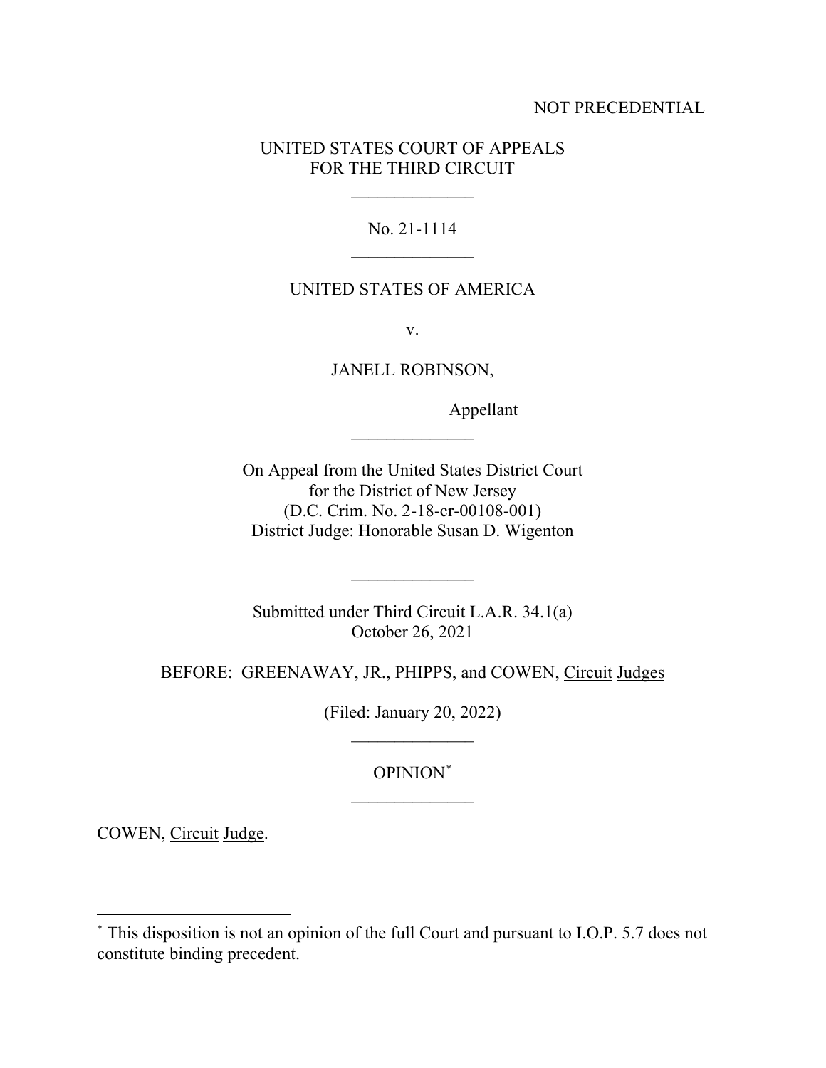NOT PRECEDENTIAL

UNITED STATES COURT OF APPEALS
FOR THE THIRD CIRCUIT

______________

No. 21-1114

______________

UNITED STATES OF AMERICA

v.

JANELL ROBINSON,

Appellant

______________

On Appeal from the United States District Court
for the District of New Jersey
(D.C. Crim. No. 2-18-cr-00108-001)
District Judge: Honorable Susan D. Wigenton

______________

Submitted under Third Circuit L.A.R. 34.1(a)
October 26, 2021

BEFORE: GREENAWAY, JR., PHIPPS, and COWEN, Circuit Judges

(Filed: January 20, 2022)

______________

OPINION[*]

______________

COWEN, Circuit Judge.

---

[*] This disposition is not an opinion of the full Court and pursuant to I.O.P. 5.7 does not constitute binding precedent.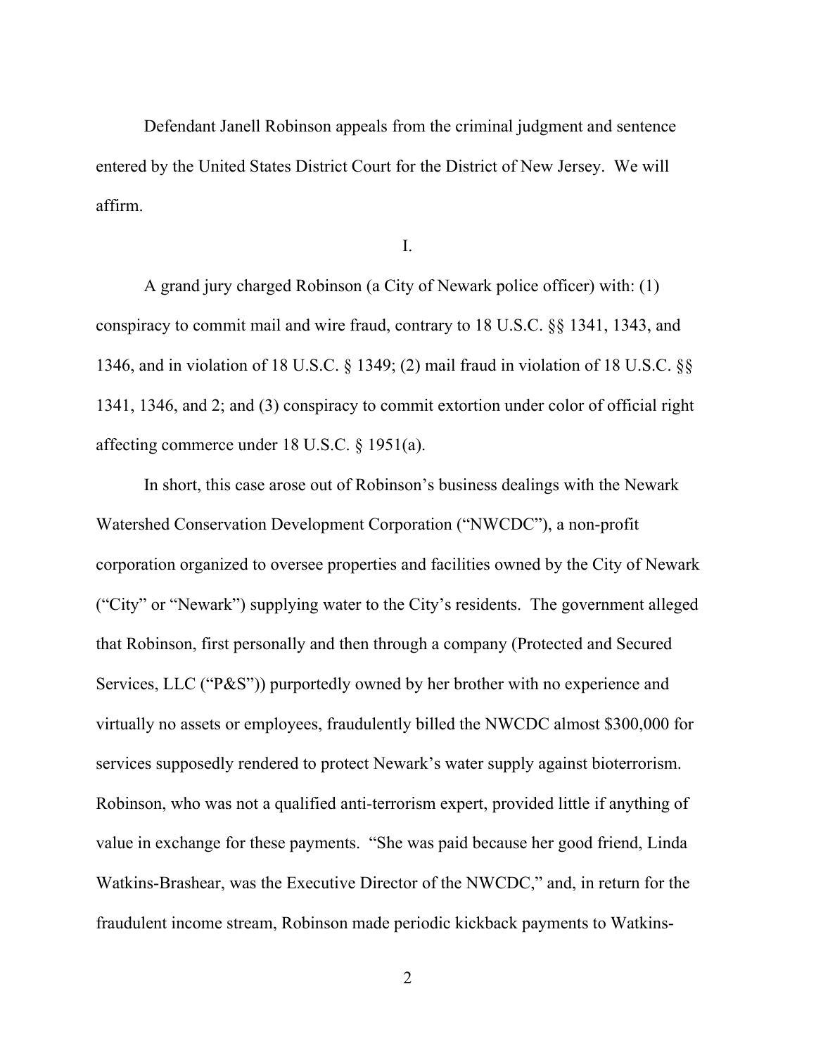Defendant Janell Robinson appeals from the criminal judgment and sentence entered by the United States District Court for the District of New Jersey. We will affirm.

I.

A grand jury charged Robinson (a City of Newark police officer) with: (1) conspiracy to commit mail and wire fraud, contrary to 18 U.S.C. §§ 1341, 1343, and 1346, and in violation of 18 U.S.C. § 1349; (2) mail fraud in violation of 18 U.S.C. §§ 1341, 1346, and 2; and (3) conspiracy to commit extortion under color of official right affecting commerce under 18 U.S.C. § 1951(a).

In short, this case arose out of Robinson's business dealings with the Newark Watershed Conservation Development Corporation ("NWCDC"), a non-profit corporation organized to oversee properties and facilities owned by the City of Newark ("City" or "Newark") supplying water to the City's residents. The government alleged that Robinson, first personally and then through a company (Protected and Secured Services, LLC ("P&S")) purportedly owned by her brother with no experience and virtually no assets or employees, fraudulently billed the NWCDC almost $300,000 for services supposedly rendered to protect Newark's water supply against bioterrorism. Robinson, who was not a qualified anti-terrorism expert, provided little if anything of value in exchange for these payments. "She was paid because her good friend, Linda Watkins-Brashear, was the Executive Director of the NWCDC," and, in return for the fraudulent income stream, Robinson made periodic kickback payments to Watkins-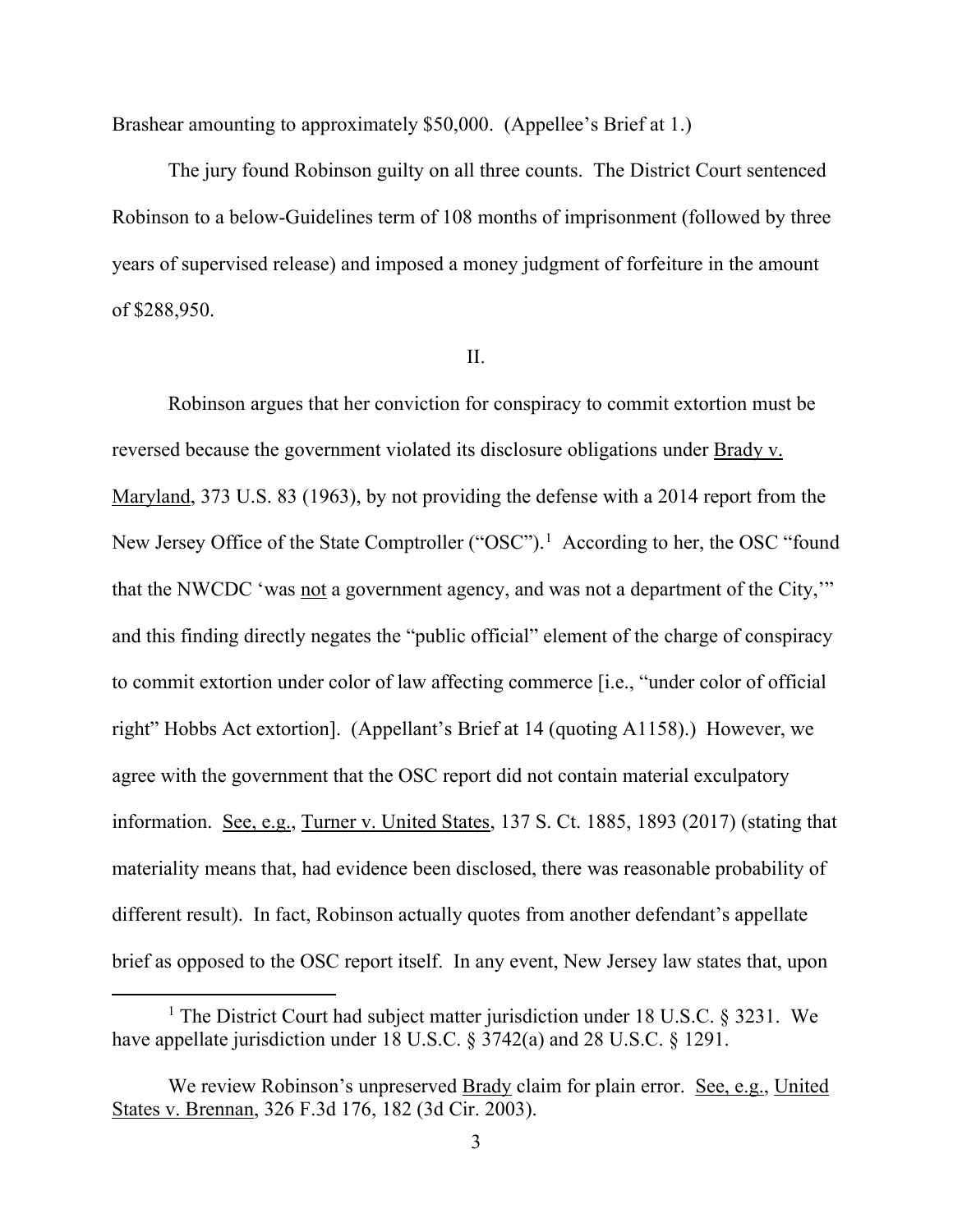Brashear amounting to approximately $50,000. (Appellee's Brief at 1.)

The jury found Robinson guilty on all three counts. The District Court sentenced Robinson to a below-Guidelines term of 108 months of imprisonment (followed by three years of supervised release) and imposed a money judgment of forfeiture in the amount of $288,950.

II.

Robinson argues that her conviction for conspiracy to commit extortion must be reversed because the government violated its disclosure obligations under Brady v. Maryland, 373 U.S. 83 (1963), by not providing the defense with a 2014 report from the New Jersey Office of the State Comptroller ("OSC").[1] According to her, the OSC "found that the NWCDC 'was not a government agency, and was not a department of the City,'" and this finding directly negates the "public official" element of the charge of conspiracy to commit extortion under color of law affecting commerce [i.e., "under color of official right" Hobbs Act extortion]. (Appellant's Brief at 14 (quoting A1158).) However, we agree with the government that the OSC report did not contain material exculpatory information. See, e.g., Turner v. United States, 137 S. Ct. 1885, 1893 (2017) (stating that materiality means that, had evidence been disclosed, there was reasonable probability of different result). In fact, Robinson actually quotes from another defendant's appellate brief as opposed to the OSC report itself. In any event, New Jersey law states that, upon

[1] The District Court had subject matter jurisdiction under 18 U.S.C. § 3231. We have appellate jurisdiction under 18 U.S.C. § 3742(a) and 28 U.S.C. § 1291.

We review Robinson's unpreserved Brady claim for plain error. See, e.g., United States v. Brennan, 326 F.3d 176, 182 (3d Cir. 2003).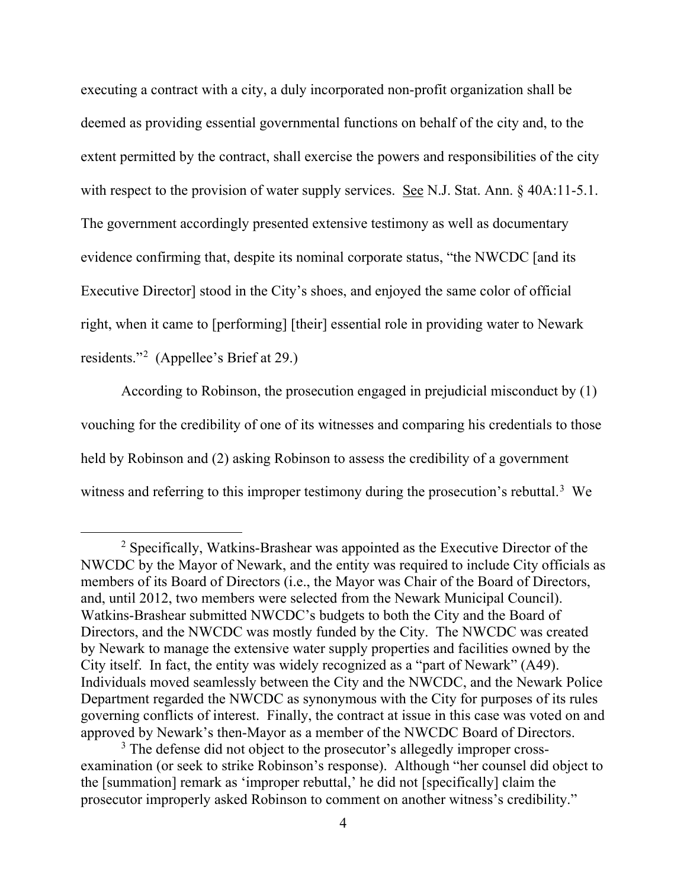executing a contract with a city, a duly incorporated non-profit organization shall be deemed as providing essential governmental functions on behalf of the city and, to the extent permitted by the contract, shall exercise the powers and responsibilities of the city with respect to the provision of water supply services. See N.J. Stat. Ann. § 40A:11-5.1. The government accordingly presented extensive testimony as well as documentary evidence confirming that, despite its nominal corporate status, "the NWCDC [and its Executive Director] stood in the City's shoes, and enjoyed the same color of official right, when it came to [performing] [their] essential role in providing water to Newark residents."[2] (Appellee's Brief at 29.)

According to Robinson, the prosecution engaged in prejudicial misconduct by (1) vouching for the credibility of one of its witnesses and comparing his credentials to those held by Robinson and (2) asking Robinson to assess the credibility of a government witness and referring to this improper testimony during the prosecution's rebuttal.[3] We

---

[2] Specifically, Watkins-Brashear was appointed as the Executive Director of the NWCDC by the Mayor of Newark, and the entity was required to include City officials as members of its Board of Directors (i.e., the Mayor was Chair of the Board of Directors, and, until 2012, two members were selected from the Newark Municipal Council). Watkins-Brashear submitted NWCDC's budgets to both the City and the Board of Directors, and the NWCDC was mostly funded by the City. The NWCDC was created by Newark to manage the extensive water supply properties and facilities owned by the City itself. In fact, the entity was widely recognized as a "part of Newark" (A49). Individuals moved seamlessly between the City and the NWCDC, and the Newark Police Department regarded the NWCDC as synonymous with the City for purposes of its rules governing conflicts of interest. Finally, the contract at issue in this case was voted on and approved by Newark's then-Mayor as a member of the NWCDC Board of Directors.

[3] The defense did not object to the prosecutor's allegedly improper cross-examination (or seek to strike Robinson's response). Although "her counsel did object to the [summation] remark as 'improper rebuttal,' he did not [specifically] claim the prosecutor improperly asked Robinson to comment on another witness's credibility."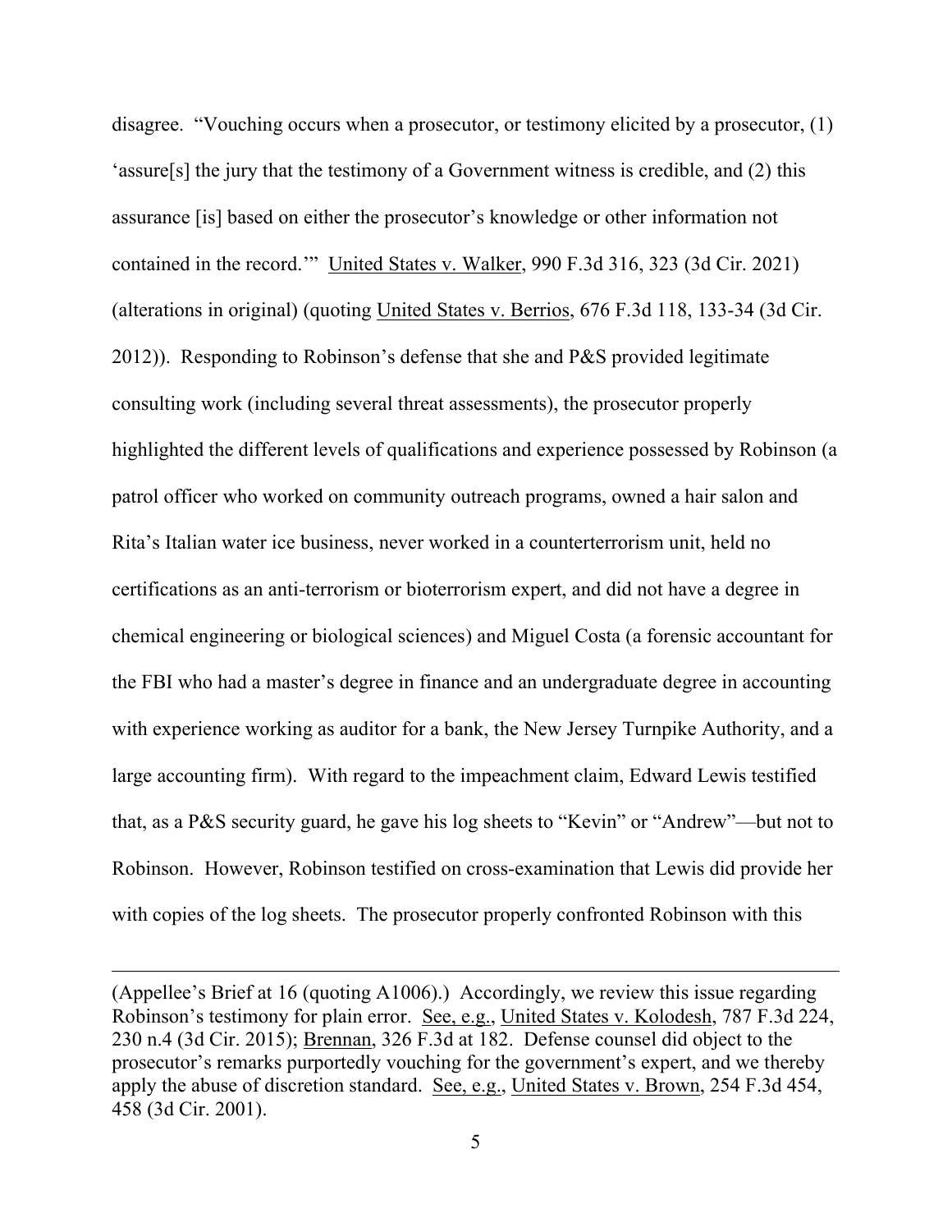disagree. "Vouching occurs when a prosecutor, or testimony elicited by a prosecutor, (1) 'assure[s] the jury that the testimony of a Government witness is credible, and (2) this assurance [is] based on either the prosecutor's knowledge or other information not contained in the record.'" United States v. Walker, 990 F.3d 316, 323 (3d Cir. 2021) (alterations in original) (quoting United States v. Berrios, 676 F.3d 118, 133-34 (3d Cir. 2012)). Responding to Robinson's defense that she and P&S provided legitimate consulting work (including several threat assessments), the prosecutor properly highlighted the different levels of qualifications and experience possessed by Robinson (a patrol officer who worked on community outreach programs, owned a hair salon and Rita's Italian water ice business, never worked in a counterterrorism unit, held no certifications as an anti-terrorism or bioterrorism expert, and did not have a degree in chemical engineering or biological sciences) and Miguel Costa (a forensic accountant for the FBI who had a master's degree in finance and an undergraduate degree in accounting with experience working as auditor for a bank, the New Jersey Turnpike Authority, and a large accounting firm). With regard to the impeachment claim, Edward Lewis testified that, as a P&S security guard, he gave his log sheets to "Kevin" or "Andrew"—but not to Robinson. However, Robinson testified on cross-examination that Lewis did provide her with copies of the log sheets. The prosecutor properly confronted Robinson with this

---

(Appellee's Brief at 16 (quoting A1006).) Accordingly, we review this issue regarding Robinson's testimony for plain error. See, e.g., United States v. Kolodesh, 787 F.3d 224, 230 n.4 (3d Cir. 2015); Brennan, 326 F.3d at 182. Defense counsel did object to the prosecutor's remarks purportedly vouching for the government's expert, and we thereby apply the abuse of discretion standard. See, e.g., United States v. Brown, 254 F.3d 454, 458 (3d Cir. 2001).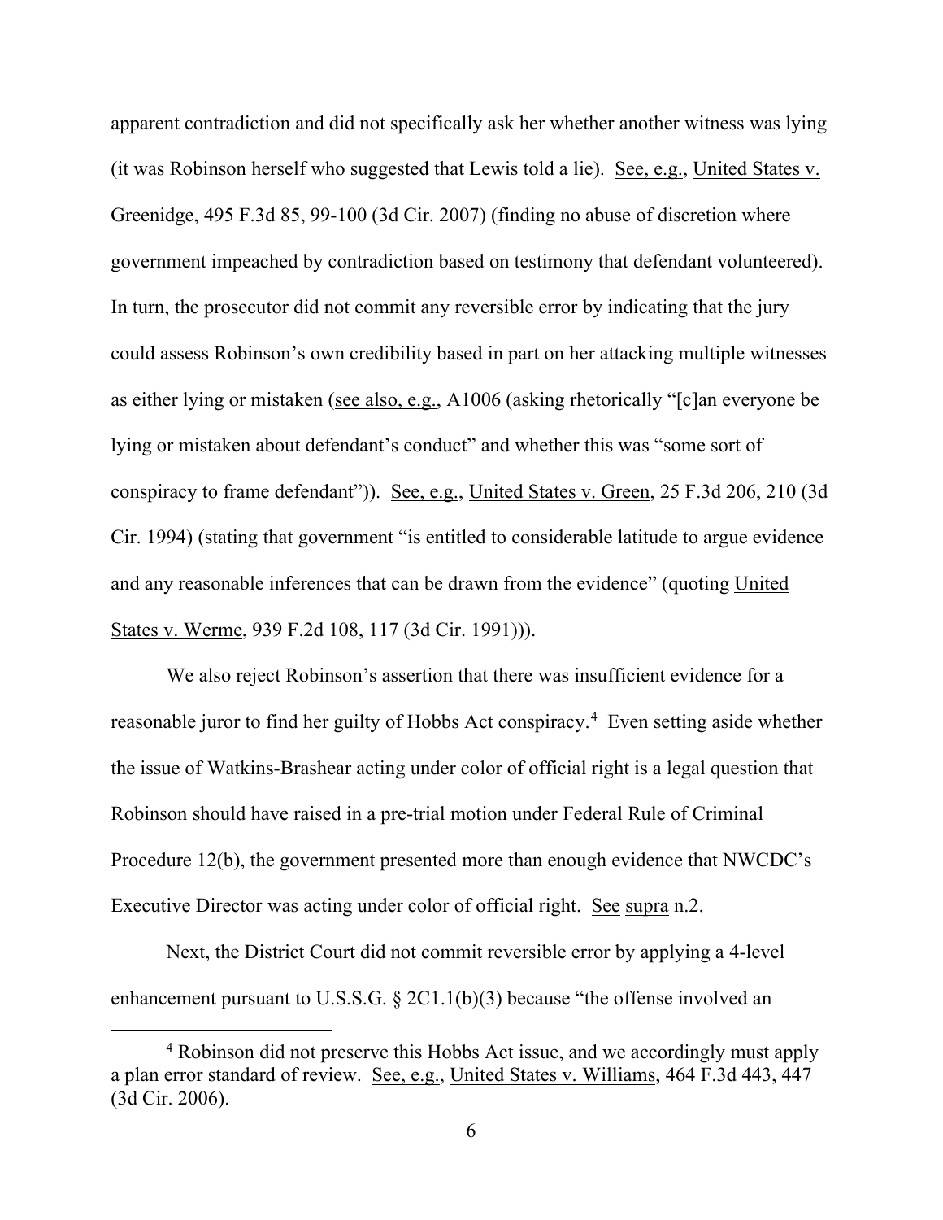apparent contradiction and did not specifically ask her whether another witness was lying (it was Robinson herself who suggested that Lewis told a lie). See, e.g., United States v. Greenidge, 495 F.3d 85, 99-100 (3d Cir. 2007) (finding no abuse of discretion where government impeached by contradiction based on testimony that defendant volunteered). In turn, the prosecutor did not commit any reversible error by indicating that the jury could assess Robinson's own credibility based in part on her attacking multiple witnesses as either lying or mistaken (see also, e.g., A1006 (asking rhetorically "[c]an everyone be lying or mistaken about defendant's conduct" and whether this was "some sort of conspiracy to frame defendant")). See, e.g., United States v. Green, 25 F.3d 206, 210 (3d Cir. 1994) (stating that government "is entitled to considerable latitude to argue evidence and any reasonable inferences that can be drawn from the evidence" (quoting United States v. Werme, 939 F.2d 108, 117 (3d Cir. 1991))).

We also reject Robinson's assertion that there was insufficient evidence for a reasonable juror to find her guilty of Hobbs Act conspiracy.[4] Even setting aside whether the issue of Watkins-Brashear acting under color of official right is a legal question that Robinson should have raised in a pre-trial motion under Federal Rule of Criminal Procedure 12(b), the government presented more than enough evidence that NWCDC's Executive Director was acting under color of official right. See supra n.2.

Next, the District Court did not commit reversible error by applying a 4-level enhancement pursuant to U.S.S.G. § 2C1.1(b)(3) because "the offense involved an

---

[4] Robinson did not preserve this Hobbs Act issue, and we accordingly must apply a plan error standard of review. See, e.g., United States v. Williams, 464 F.3d 443, 447 (3d Cir. 2006).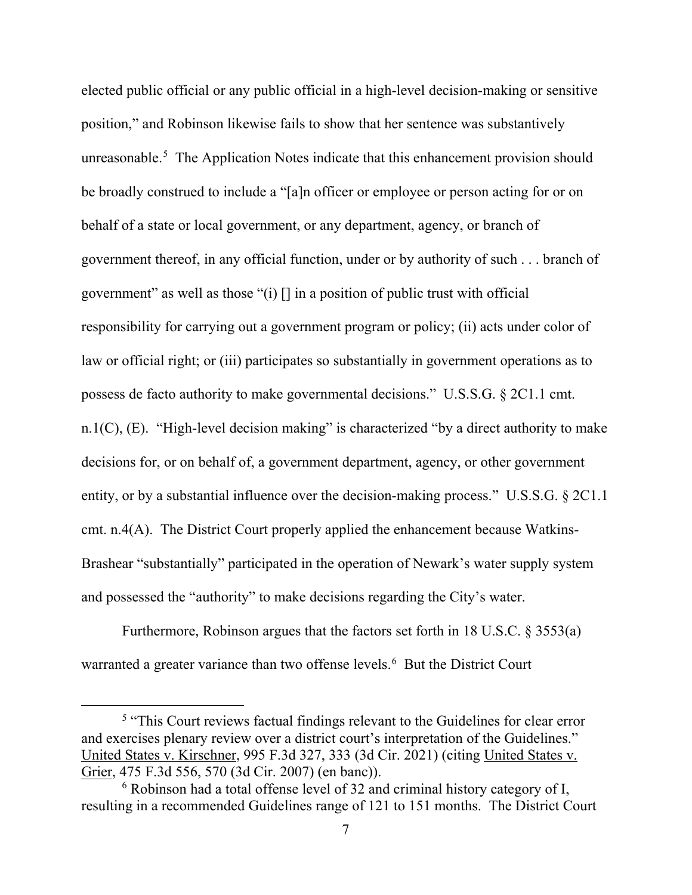elected public official or any public official in a high-level decision-making or sensitive position," and Robinson likewise fails to show that her sentence was substantively unreasonable.[5] The Application Notes indicate that this enhancement provision should be broadly construed to include a "[a]n officer or employee or person acting for or on behalf of a state or local government, or any department, agency, or branch of government thereof, in any official function, under or by authority of such . . . branch of government" as well as those "(i) [] in a position of public trust with official responsibility for carrying out a government program or policy; (ii) acts under color of law or official right; or (iii) participates so substantially in government operations as to possess de facto authority to make governmental decisions." U.S.S.G. § 2C1.1 cmt. n.1(C), (E). "High-level decision making" is characterized "by a direct authority to make decisions for, or on behalf of, a government department, agency, or other government entity, or by a substantial influence over the decision-making process." U.S.S.G. § 2C1.1 cmt. n.4(A). The District Court properly applied the enhancement because Watkins-Brashear "substantially" participated in the operation of Newark's water supply system and possessed the "authority" to make decisions regarding the City's water.

Furthermore, Robinson argues that the factors set forth in 18 U.S.C. § 3553(a) warranted a greater variance than two offense levels.[6] But the District Court

---

[5] "This Court reviews factual findings relevant to the Guidelines for clear error and exercises plenary review over a district court's interpretation of the Guidelines." United States v. Kirschner, 995 F.3d 327, 333 (3d Cir. 2021) (citing United States v. Grier, 475 F.3d 556, 570 (3d Cir. 2007) (en banc)).

[6] Robinson had a total offense level of 32 and criminal history category of I, resulting in a recommended Guidelines range of 121 to 151 months. The District Court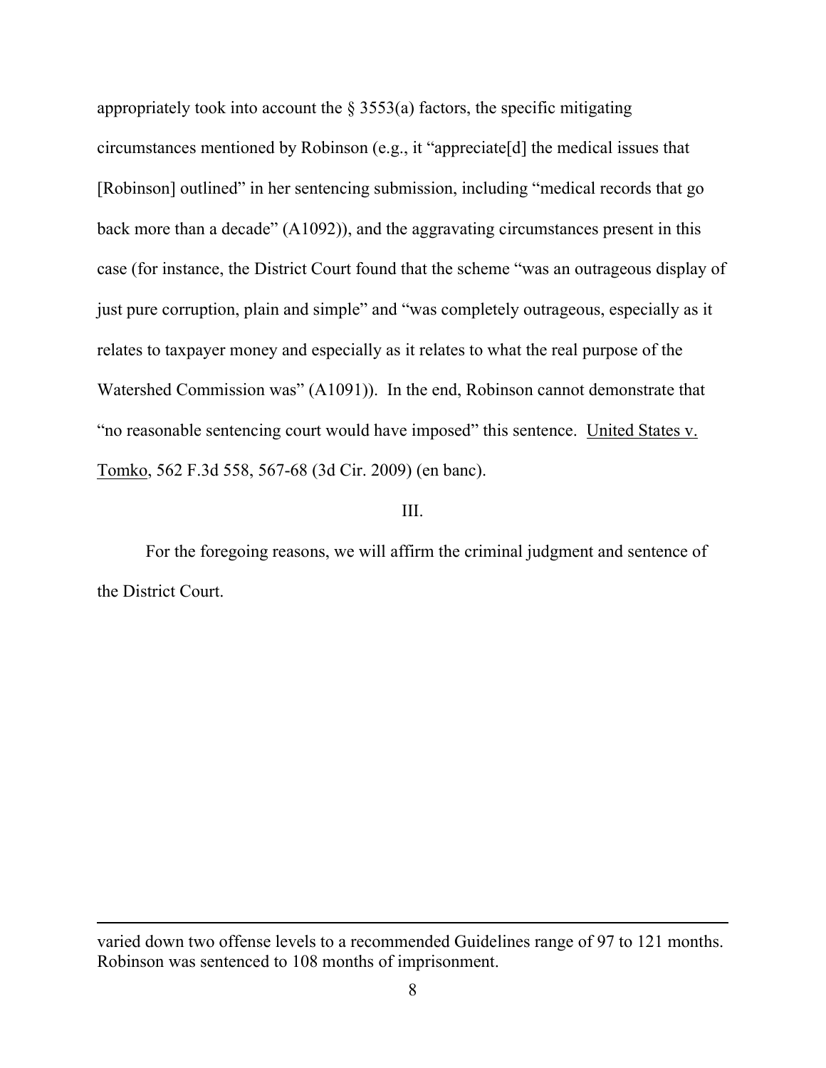appropriately took into account the § 3553(a) factors, the specific mitigating circumstances mentioned by Robinson (e.g., it "appreciate[d] the medical issues that [Robinson] outlined" in her sentencing submission, including "medical records that go back more than a decade" (A1092)), and the aggravating circumstances present in this case (for instance, the District Court found that the scheme "was an outrageous display of just pure corruption, plain and simple" and "was completely outrageous, especially as it relates to taxpayer money and especially as it relates to what the real purpose of the Watershed Commission was" (A1091)). In the end, Robinson cannot demonstrate that "no reasonable sentencing court would have imposed" this sentence. United States v. Tomko, 562 F.3d 558, 567-68 (3d Cir. 2009) (en banc).

III.

For the foregoing reasons, we will affirm the criminal judgment and sentence of the District Court.

---

varied down two offense levels to a recommended Guidelines range of 97 to 121 months. Robinson was sentenced to 108 months of imprisonment.